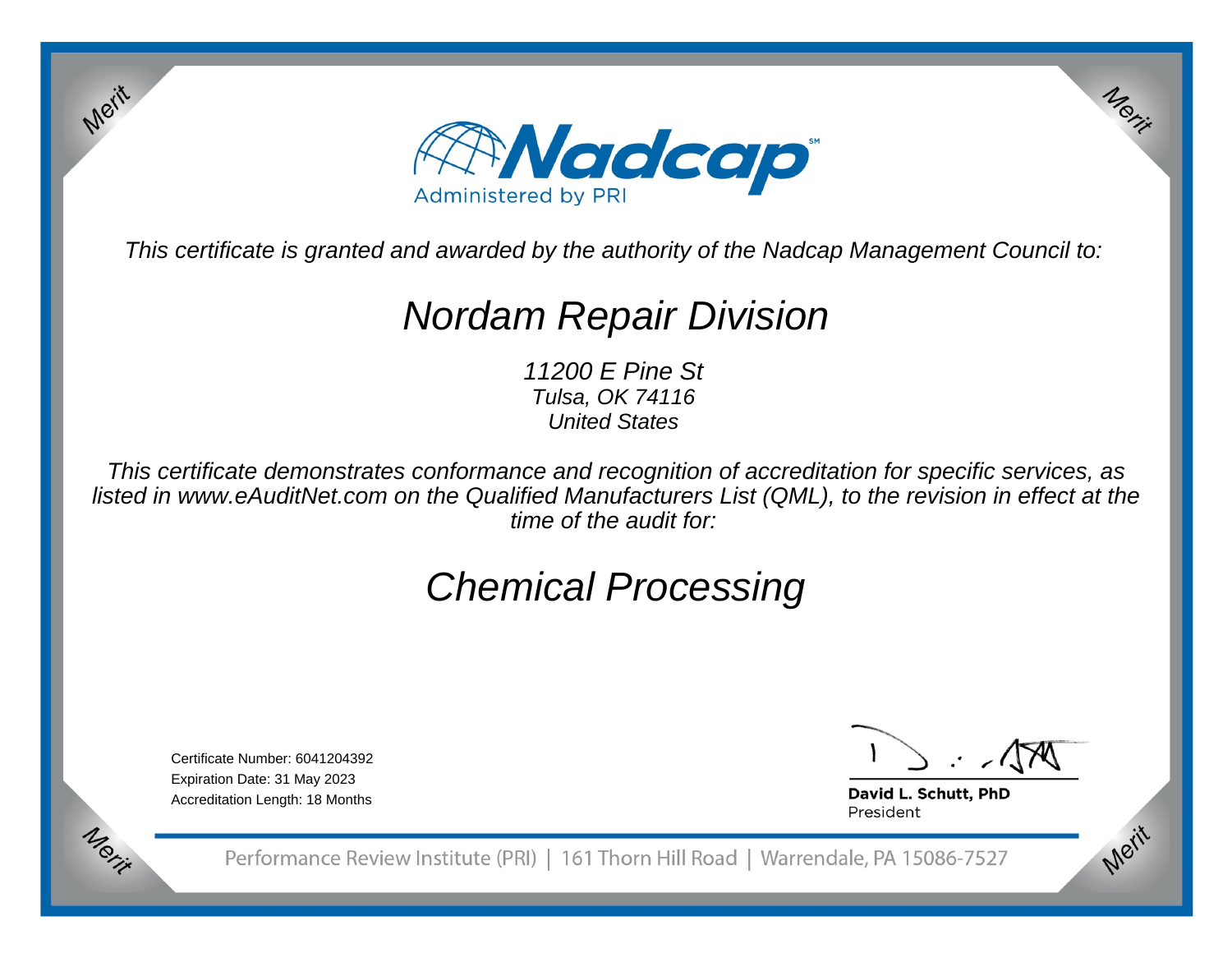Nadcap[SM]

Administered by PRI

*This certificate is granted and awarded by the authority of the Nadcap Management Council to:*

# *Nordam Repair Division*

*11200 E Pine St*
*Tulsa, OK 74116*
*United States*

*This certificate demonstrates conformance and recognition of accreditation for specific services, as listed in www.eAuditNet.com on the Qualified Manufacturers List (QML), to the revision in effect at the time of the audit for:*

# *Chemical Processing*

Certificate Number: 6041204392
Expiration Date: 31 May 2023
Accreditation Length: 18 Months

**David L. Schutt, PhD**
President

Performance Review Institute (PRI) | 161 Thorn Hill Road | Warrendale, PA 15086-7527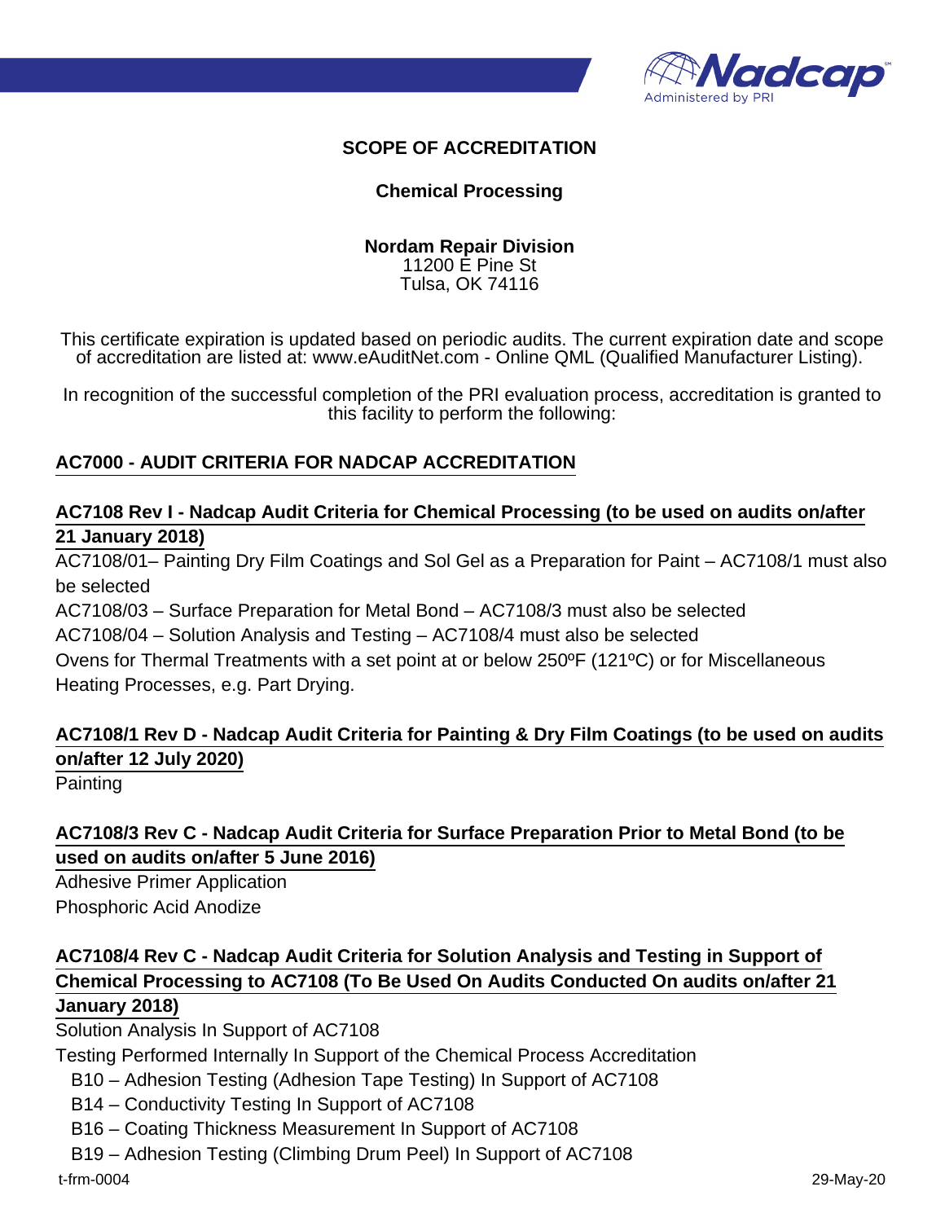# SCOPE OF ACCREDITATION

## Chemical Processing

**Nordam Repair Division**
11200 E Pine St
Tulsa, OK 74116

This certificate expiration is updated based on periodic audits. The current expiration date and scope of accreditation are listed at: www.eAuditNet.com - Online QML (Qualified Manufacturer Listing).

In recognition of the successful completion of the PRI evaluation process, accreditation is granted to this facility to perform the following:

### AC7000 - AUDIT CRITERIA FOR NADCAP ACCREDITATION

### AC7108 Rev I - Nadcap Audit Criteria for Chemical Processing (to be used on audits on/after 21 January 2018)

AC7108/01– Painting Dry Film Coatings and Sol Gel as a Preparation for Paint – AC7108/1 must also be selected
AC7108/03 – Surface Preparation for Metal Bond – AC7108/3 must also be selected
AC7108/04 – Solution Analysis and Testing – AC7108/4 must also be selected
Ovens for Thermal Treatments with a set point at or below 250ºF (121ºC) or for Miscellaneous Heating Processes, e.g. Part Drying.

### AC7108/1 Rev D - Nadcap Audit Criteria for Painting & Dry Film Coatings (to be used on audits on/after 12 July 2020)

Painting

### AC7108/3 Rev C - Nadcap Audit Criteria for Surface Preparation Prior to Metal Bond (to be used on audits on/after 5 June 2016)

Adhesive Primer Application
Phosphoric Acid Anodize

### AC7108/4 Rev C - Nadcap Audit Criteria for Solution Analysis and Testing in Support of Chemical Processing to AC7108 (To Be Used On Audits Conducted On audits on/after 21 January 2018)

Solution Analysis In Support of AC7108
Testing Performed Internally In Support of the Chemical Process Accreditation

- B10 – Adhesion Testing (Adhesion Tape Testing) In Support of AC7108
- B14 – Conductivity Testing In Support of AC7108
- B16 – Coating Thickness Measurement In Support of AC7108
- B19 – Adhesion Testing (Climbing Drum Peel) In Support of AC7108

t-frm-0004 29-May-20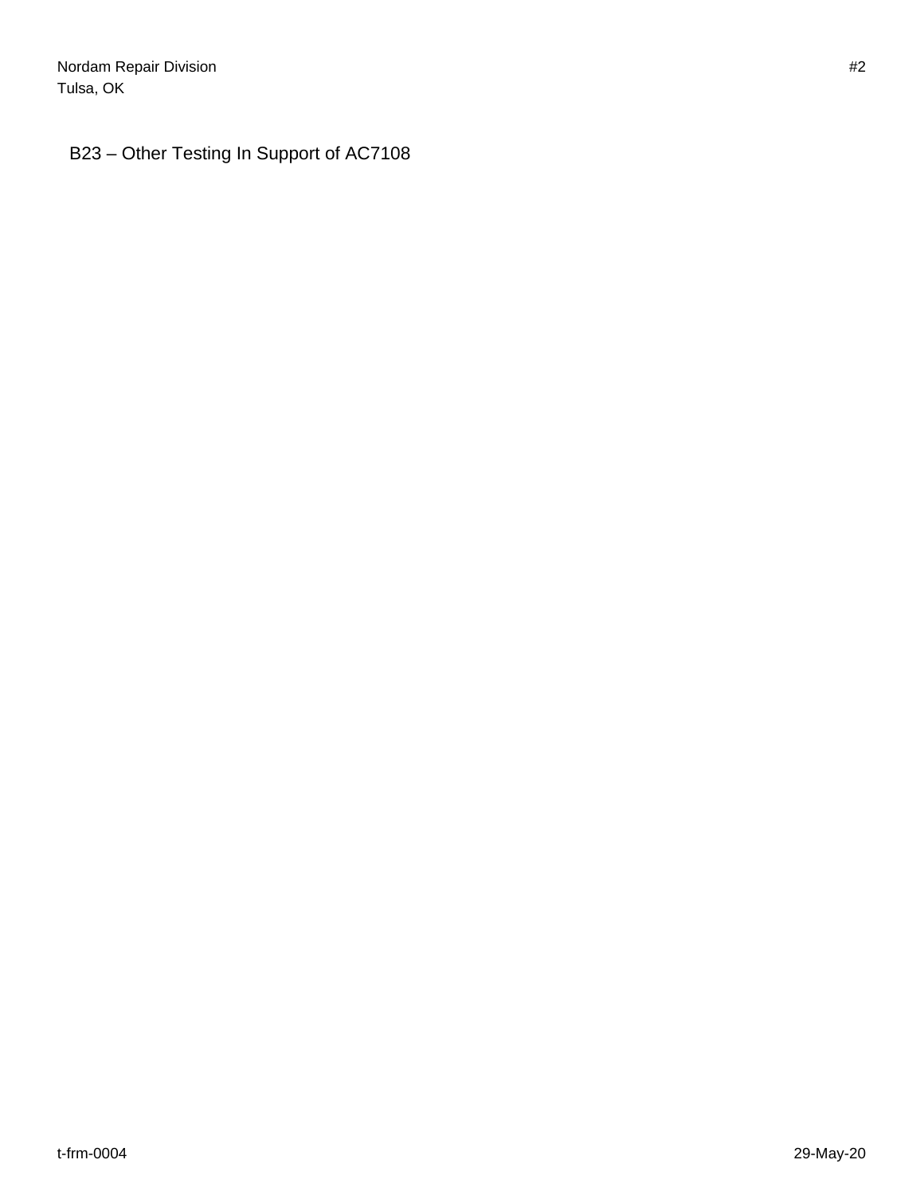B23 – Other Testing In Support of AC7108